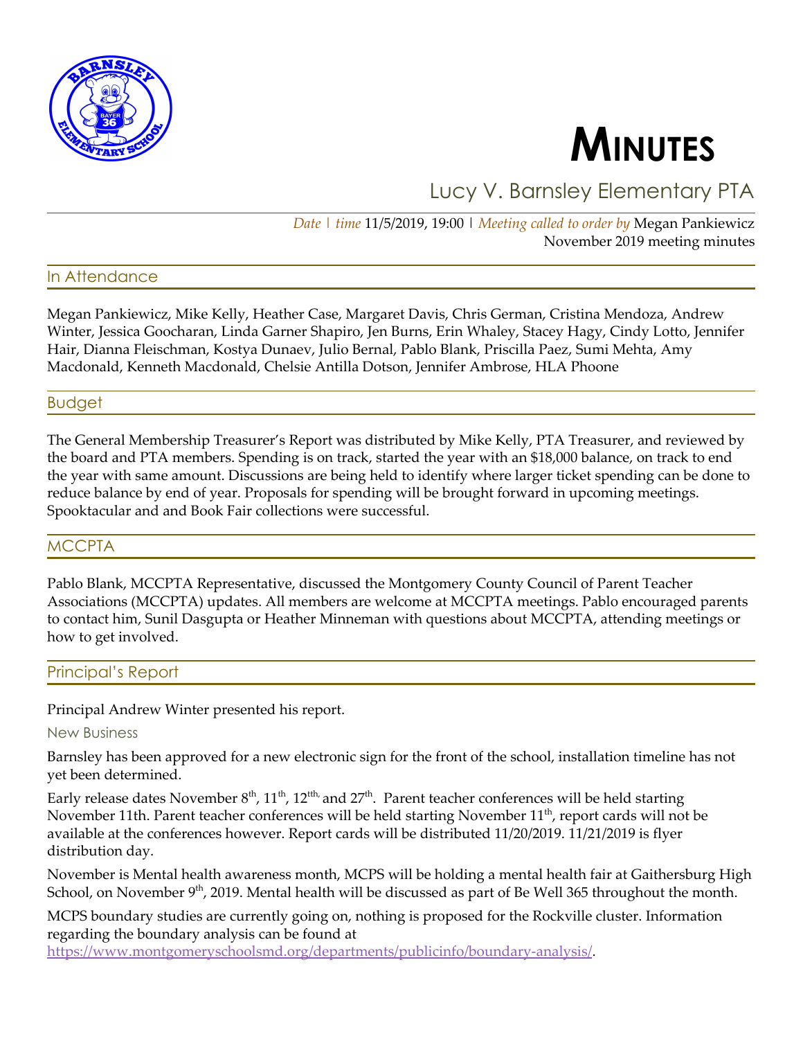# MINUTES

## Lucy V. Barnsley Elementary PTA

*Date | time* 11/5/2019, 19:00 | *Meeting called to order by* Megan Pankiewicz
November 2019 meeting minutes

## In Attendance

Megan Pankiewicz, Mike Kelly, Heather Case, Margaret Davis, Chris German, Cristina Mendoza, Andrew Winter, Jessica Goocharan, Linda Garner Shapiro, Jen Burns, Erin Whaley, Stacey Hagy, Cindy Lotto, Jennifer Hair, Dianna Fleischman, Kostya Dunaev, Julio Bernal, Pablo Blank, Priscilla Paez, Sumi Mehta, Amy Macdonald, Kenneth Macdonald, Chelsie Antilla Dotson, Jennifer Ambrose, HLA Phoone

## Budget

The General Membership Treasurer's Report was distributed by Mike Kelly, PTA Treasurer, and reviewed by the board and PTA members. Spending is on track, started the year with an $18,000 balance, on track to end the year with same amount. Discussions are being held to identify where larger ticket spending can be done to reduce balance by end of year. Proposals for spending will be brought forward in upcoming meetings. Spooktacular and and Book Fair collections were successful.

## MCCPTA

Pablo Blank, MCCPTA Representative, discussed the Montgomery County Council of Parent Teacher Associations (MCCPTA) updates. All members are welcome at MCCPTA meetings. Pablo encouraged parents to contact him, Sunil Dasgupta or Heather Minneman with questions about MCCPTA, attending meetings or how to get involved.

## Principal's Report

Principal Andrew Winter presented his report.

### New Business

Barnsley has been approved for a new electronic sign for the front of the school, installation timeline has not yet been determined.

Early release dates November 8th, 11th, 12th, and 27th. Parent teacher conferences will be held starting November 11th. Parent teacher conferences will be held starting November 11th, report cards will not be available at the conferences however. Report cards will be distributed 11/20/2019. 11/21/2019 is flyer distribution day.

November is Mental health awareness month, MCPS will be holding a mental health fair at Gaithersburg High School, on November 9th, 2019. Mental health will be discussed as part of Be Well 365 throughout the month.

MCPS boundary studies are currently going on, nothing is proposed for the Rockville cluster. Information regarding the boundary analysis can be found at https://www.montgomeryschoolsmd.org/departments/publicinfo/boundary-analysis/.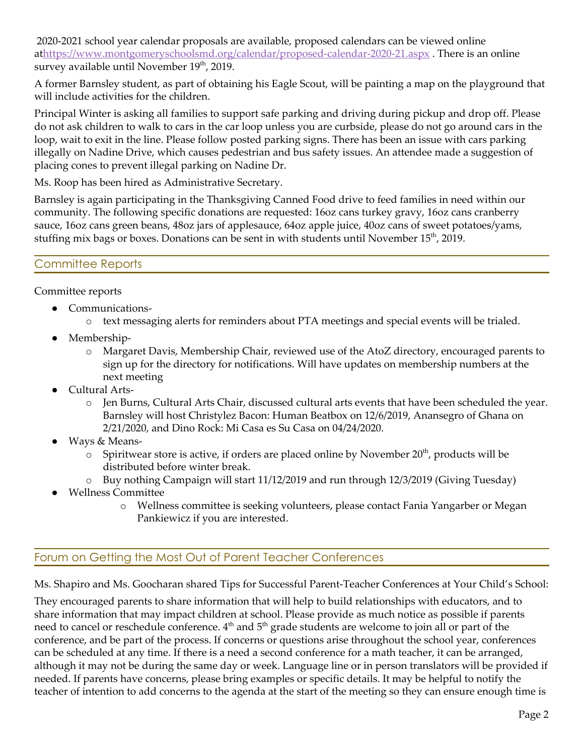2020-2021 school year calendar proposals are available, proposed calendars can be viewed online at[https://www.montgomeryschoolsmd.org/calendar/proposed-calendar-2020-21.aspx](https://www.montgomeryschoolsmd.org/calendar/proposed-calendar-2020-21.aspx) . There is an online survey available until November 19th, 2019.

A former Barnsley student, as part of obtaining his Eagle Scout, will be painting a map on the playground that will include activities for the children.

Principal Winter is asking all families to support safe parking and driving during pickup and drop off. Please do not ask children to walk to cars in the car loop unless you are curbside, please do not go around cars in the loop, wait to exit in the line. Please follow posted parking signs. There has been an issue with cars parking illegally on Nadine Drive, which causes pedestrian and bus safety issues. An attendee made a suggestion of placing cones to prevent illegal parking on Nadine Dr.

Ms. Roop has been hired as Administrative Secretary.

Barnsley is again participating in the Thanksgiving Canned Food drive to feed families in need within our community. The following specific donations are requested: 16oz cans turkey gravy, 16oz cans cranberry sauce, 16oz cans green beans, 48oz jars of applesauce, 64oz apple juice, 40oz cans of sweet potatoes/yams, stuffing mix bags or boxes. Donations can be sent in with students until November 15th, 2019.

## Committee Reports

Committee reports

- Communications-
  - text messaging alerts for reminders about PTA meetings and special events will be trialed.
- Membership-
  - Margaret Davis, Membership Chair, reviewed use of the AtoZ directory, encouraged parents to sign up for the directory for notifications. Will have updates on membership numbers at the next meeting
- Cultural Arts-
  - Jen Burns, Cultural Arts Chair, discussed cultural arts events that have been scheduled the year. Barnsley will host Christylez Bacon: Human Beatbox on 12/6/2019, Anansegro of Ghana on 2/21/2020, and Dino Rock: Mi Casa es Su Casa on 04/24/2020.
- Ways & Means-
  - Spiritwear store is active, if orders are placed online by November 20th, products will be distributed before winter break.
  - Buy nothing Campaign will start 11/12/2019 and run through 12/3/2019 (Giving Tuesday)
- Wellness Committee
  - Wellness committee is seeking volunteers, please contact Fania Yangarber or Megan Pankiewicz if you are interested.

## Forum on Getting the Most Out of Parent Teacher Conferences

Ms. Shapiro and Ms. Goocharan shared Tips for Successful Parent-Teacher Conferences at Your Child's School:

They encouraged parents to share information that will help to build relationships with educators, and to share information that may impact children at school. Please provide as much notice as possible if parents need to cancel or reschedule conference. 4th and 5th grade students are welcome to join all or part of the conference, and be part of the process. If concerns or questions arise throughout the school year, conferences can be scheduled at any time. If there is a need a second conference for a math teacher, it can be arranged, although it may not be during the same day or week. Language line or in person translators will be provided if needed. If parents have concerns, please bring examples or specific details. It may be helpful to notify the teacher of intention to add concerns to the agenda at the start of the meeting so they can ensure enough time is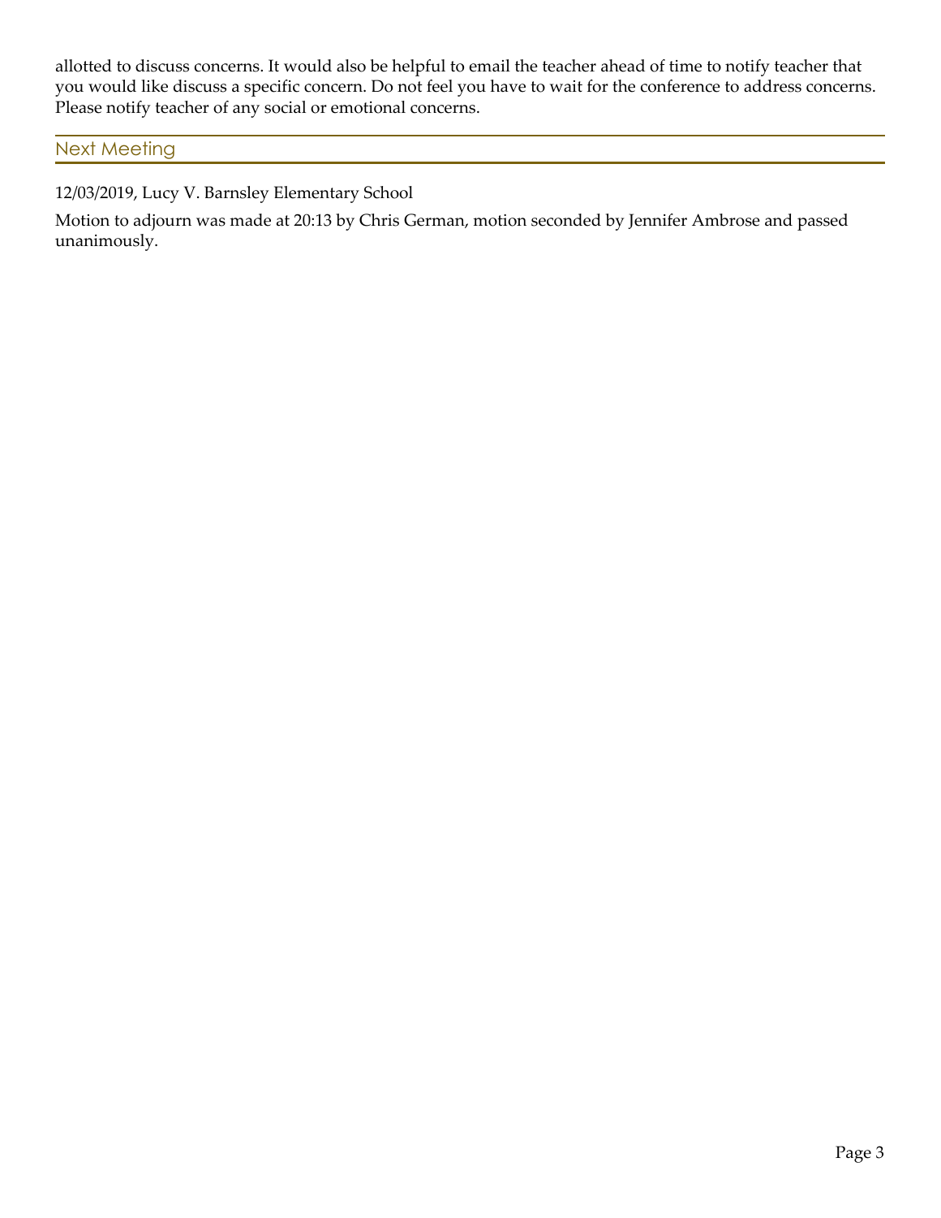allotted to discuss concerns. It would also be helpful to email the teacher ahead of time to notify teacher that you would like discuss a specific concern. Do not feel you have to wait for the conference to address concerns. Please notify teacher of any social or emotional concerns.

## Next Meeting

12/03/2019, Lucy V. Barnsley Elementary School

Motion to adjourn was made at 20:13 by Chris German, motion seconded by Jennifer Ambrose and passed unanimously.